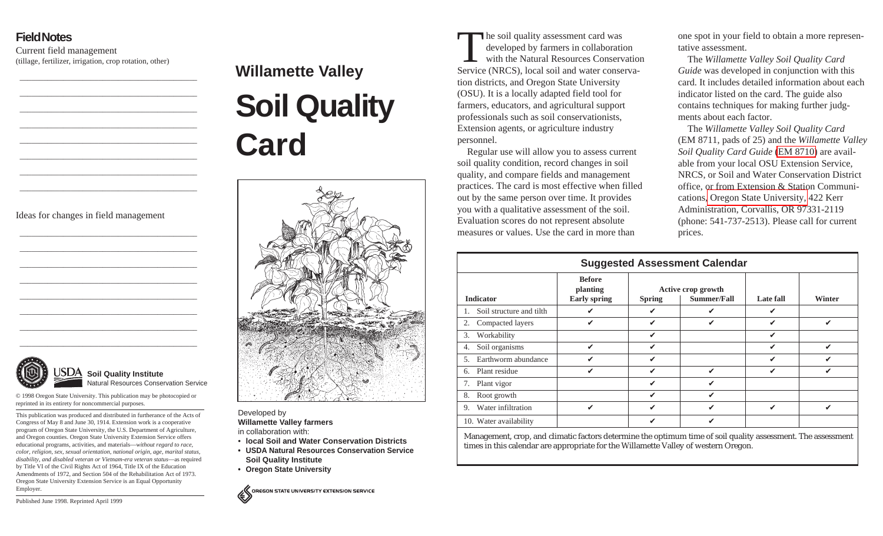## Field Notes

Current field management
(tillage, fertilizer, irrigation, crop rotation, other)

____________________________________

____________________________________

____________________________________

____________________________________

____________________________________

____________________________________

____________________________________

____________________________________

Ideas for changes in field management

____________________________________

____________________________________

____________________________________

____________________________________

____________________________________

____________________________________

____________________________________

____________________________________

**Soil Quality Institute**
Natural Resources Conservation Service

© 1998 Oregon State University. This publication may be photocopied or reprinted in its entirety for noncommercial purposes.

This publication was produced and distributed in furtherance of the Acts of Congress of May 8 and June 30, 1914. Extension work is a cooperative program of Oregon State University, the U.S. Department of Agriculture, and Oregon counties. Oregon State University Extension Service offers educational programs, activities, and materials—*without regard to race, color, religion, sex, sexual orientation, national origin, age, marital status, disability, and disabled veteran or Vietnam-era veteran status*—as required by Title VI of the Civil Rights Act of 1964, Title IX of the Education Amendments of 1972, and Section 504 of the Rehabilitation Act of 1973. Oregon State University Extension Service is an Equal Opportunity Employer.

Published June 1998. Reprinted April 1999

## Willamette Valley

# Soil Quality Card

Developed by
**Willamette Valley farmers**
in collaboration with:

- **local Soil and Water Conservation Districts**
- **USDA Natural Resources Conservation Service Soil Quality Institute**
- **Oregon State University**

OREGON STATE UNIVERSITY EXTENSION SERVICE

The soil quality assessment card was developed by farmers in collaboration with the Natural Resources Conservation Service (NRCS), local soil and water conservation districts, and Oregon State University (OSU). It is a locally adapted field tool for farmers, educators, and agricultural support professionals such as soil conservationists, Extension agents, or agriculture industry personnel.

Regular use will allow you to assess current soil quality condition, record changes in soil quality, and compare fields and management practices. The card is most effective when filled out by the same person over time. It provides you with a qualitative assessment of the soil. Evaluation scores do not represent absolute measures or values. Use the card in more than one spot in your field to obtain a more representative assessment.

The *Willamette Valley Soil Quality Card Guide* was developed in conjunction with this card. It includes detailed information about each indicator listed on the card. The guide also contains techniques for making further judgments about each factor.

The *Willamette Valley Soil Quality Card* (EM 8711, pads of 25) and the *Willamette Valley Soil Quality Card Guide* (EM 8710) are available from your local OSU Extension Service, NRCS, or Soil and Water Conservation District office, or from Extension & Station Communications, Oregon State University, 422 Kerr Administration, Corvallis, OR 97331-2119 (phone: 541-737-2513). Please call for current prices.

### Suggested Assessment Calendar

| Indicator | Before planting Early spring | Active crop growth Spring | Summer/Fall | Late fall | Winter |
|---|---|---|---|---|---|
| 1. Soil structure and tilth | ✔ | ✔ | ✔ | ✔ | |
| 2. Compacted layers | ✔ | ✔ | ✔ | ✔ | ✔ |
| 3. Workability | | ✔ | | ✔ | |
| 4. Soil organisms | ✔ | ✔ | | ✔ | ✔ |
| 5. Earthworm abundance | ✔ | ✔ | | ✔ | ✔ |
| 6. Plant residue | ✔ | ✔ | ✔ | ✔ | ✔ |
| 7. Plant vigor | | ✔ | ✔ | | |
| 8. Root growth | | ✔ | ✔ | | |
| 9. Water infiltration | ✔ | ✔ | ✔ | ✔ | ✔ |
| 10. Water availability | | ✔ | ✔ | | |

Management, crop, and climatic factors determine the optimum time of soil quality assessment. The assessment times in this calendar are appropriate for the Willamette Valley of western Oregon.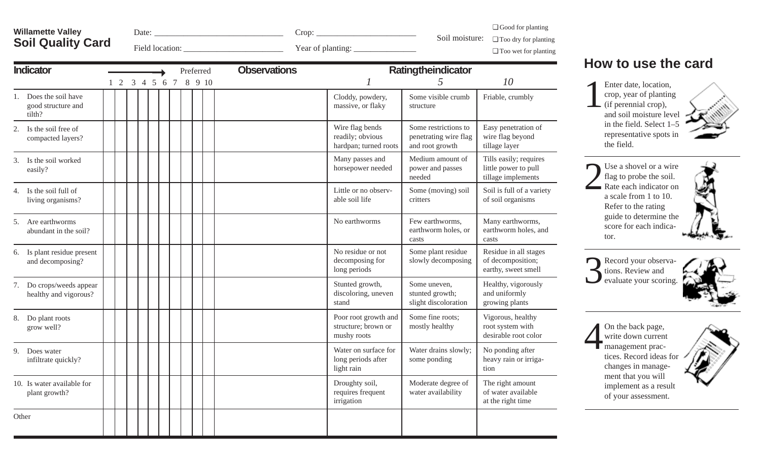**Willamette Valley**
## Soil Quality Card

Date: ______________________________ Crop: ________________________

Field location: ________________________ Year of planting: _______________

Soil moisture: ❑ Good for planting ❑ Too dry for planting ❑ Too wet for planting

| Indicator | Preferred → 1 2 3 4 5 6 7 8 9 10 | Observations | Rating the indicator: 1 | 5 | 10 |
|---|---|---|---|---|---|
| 1. Does the soil have good structure and tilth? | | | Cloddy, powdery, massive, or flaky | Some visible crumb structure | Friable, crumbly |
| 2. Is the soil free of compacted layers? | | | Wire flag bends readily; obvious hardpan; turned roots | Some restrictions to penetrating wire flag and root growth | Easy penetration of wire flag beyond tillage layer |
| 3. Is the soil worked easily? | | | Many passes and horsepower needed | Medium amount of power and passes needed | Tills easily; requires little power to pull tillage implements |
| 4. Is the soil full of living organisms? | | | Little or no observable soil life | Some (moving) soil critters | Soil is full of a variety of soil organisms |
| 5. Are earthworms abundant in the soil? | | | No earthworms | Few earthworms, earthworm holes, or casts | Many earthworms, earthworm holes, and casts |
| 6. Is plant residue present and decomposing? | | | No residue or not decomposing for long periods | Some plant residue slowly decomposing | Residue in all stages of decomposition; earthy, sweet smell |
| 7. Do crops/weeds appear healthy and vigorous? | | | Stunted growth, discoloring, uneven stand | Some uneven, stunted growth; slight discoloration | Healthy, vigorously and uniformly growing plants |
| 8. Do plant roots grow well? | | | Poor root growth and structure; brown or mushy roots | Some fine roots; mostly healthy | Vigorous, healthy root system with desirable root color |
| 9. Does water infiltrate quickly? | | | Water on surface for long periods after light rain | Water drains slowly; some ponding | No ponding after heavy rain or irrigation |
| 10. Is water available for plant growth? | | | Droughty soil, requires frequent irrigation | Moderate degree of water availability | The right amount of water available at the right time |
| Other | | | | | |

## How to use the card

1. Enter date, location, crop, year of planting (if perennial crop), and soil moisture level in the field. Select 1–5 representative spots in the field.

2. Use a shovel or a wire flag to probe the soil. Rate each indicator on a scale from 1 to 10. Refer to the rating guide to determine the score for each indicator.

3. Record your observations. Review and evaluate your scoring.

4. On the back page, write down current management practices. Record ideas for changes in management that you will implement as a result of your assessment.